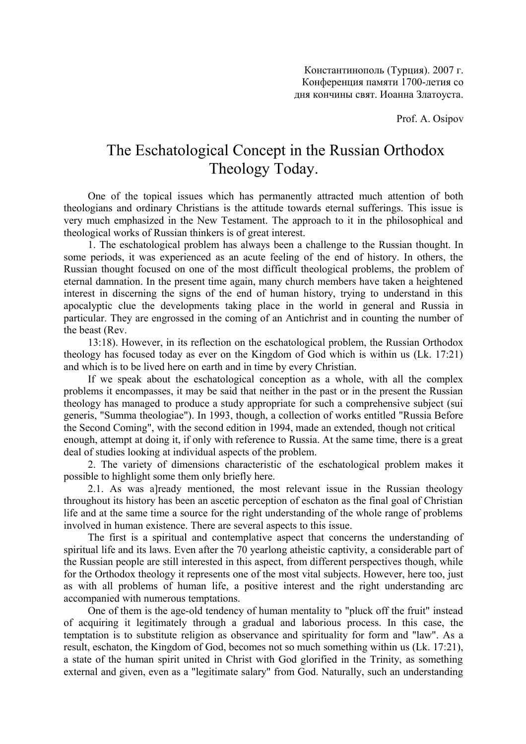Константинополь (Турция). 2007 г.
Конференция памяти 1700-летия со
дня кончины свят. Иоанна Златоуста.

Prof. A. Osipov

# The Eschatological Concept in the Russian Orthodox Theology Today.

One of the topical issues which has permanently attracted much attention of both theologians and ordinary Christians is the attitude towards eternal sufferings. This issue is very much emphasized in the New Testament. The approach to it in the philosophical and theological works of Russian thinkers is of great interest.

1. The eschatological problem has always been a challenge to the Russian thought. In some periods, it was experienced as an acute feeling of the end of history. In others, the Russian thought focused on one of the most difficult theological problems, the problem of eternal damnation. In the present time again, many church members have taken a heightened interest in discerning the signs of the end of human history, trying to understand in this apocalyptic clue the developments taking place in the world in general and Russia in particular. They are engrossed in the coming of an Antichrist and in counting the number of the beast (Rev. 13:18). However, in its reflection on the eschatological problem, the Russian Orthodox theology has focused today as ever on the Kingdom of God which is within us (Lk. 17:21) and which is to be lived here on earth and in time by every Christian.

If we speak about the eschatological conception as a whole, with all the complex problems it encompasses, it may be said that neither in the past or in the present the Russian theology has managed to produce a study appropriate for such a comprehensive subject (sui generis, "Summa theologiae"). In 1993, though, a collection of works entitled "Russia Before the Second Coming", with the second edition in 1994, made an extended, though not critical enough, attempt at doing it, if only with reference to Russia. At the same time, there is a great deal of studies looking at individual aspects of the problem.

2. The variety of dimensions characteristic of the eschatological problem makes it possible to highlight some them only briefly here.

2.1. As was a]ready mentioned, the most relevant issue in the Russian theology throughout its history has been an ascetic perception of eschaton as the final goal of Christian life and at the same time a source for the right understanding of the whole range of problems involved in human existence. There are several aspects to this issue.

The first is a spiritual and contemplative aspect that concerns the understanding of spiritual life and its laws. Even after the 70 yearlong atheistic captivity, a considerable part of the Russian people are still interested in this aspect, from different perspectives though, while for the Orthodox theology it represents one of the most vital subjects. However, here too, just as with all problems of human life, a positive interest and the right understanding arc accompanied with numerous temptations.

One of them is the age-old tendency of human mentality to "pluck off the fruit" instead of acquiring it legitimately through a gradual and laborious process. In this case, the temptation is to substitute religion as observance and spirituality for form and "law". As a result, eschaton, the Kingdom of God, becomes not so much something within us (Lk. 17:21), a state of the human spirit united in Christ with God glorified in the Trinity, as something external and given, even as a "legitimate salary" from God. Naturally, such an understanding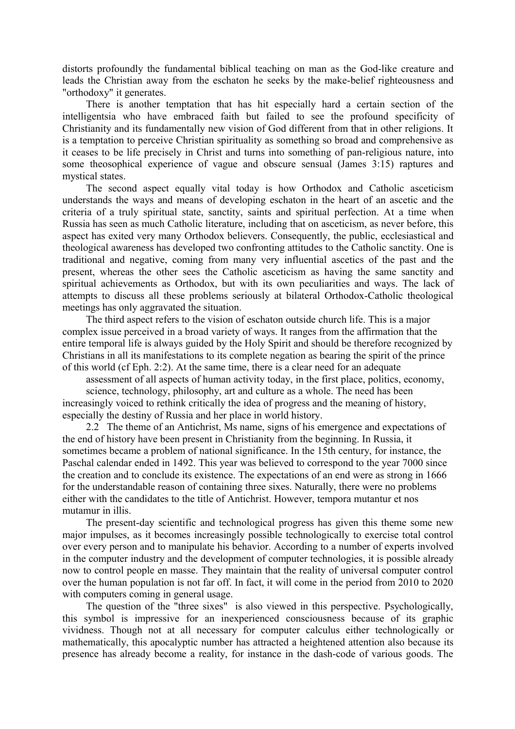distorts profoundly the fundamental biblical teaching on man as the God-like creature and leads the Christian away from the eschaton he seeks by the make-belief righteousness and "orthodoxy" it generates.

There is another temptation that has hit especially hard a certain section of the intelligentsia who have embraced faith but failed to see the profound specificity of Christianity and its fundamentally new vision of God different from that in other religions. It is a temptation to perceive Christian spirituality as something so broad and comprehensive as it ceases to be life precisely in Christ and turns into something of pan-religious nature, into some theosophical experience of vague and obscure sensual (James 3:15) raptures and mystical states.

The second aspect equally vital today is how Orthodox and Catholic asceticism understands the ways and means of developing eschaton in the heart of an ascetic and the criteria of a truly spiritual state, sanctity, saints and spiritual perfection. At a time when Russia has seen as much Catholic literature, including that on asceticism, as never before, this aspect has exited very many Orthodox believers. Consequently, the public, ecclesiastical and theological awareness has developed two confronting attitudes to the Catholic sanctity. One is traditional and negative, coming from many very influential ascetics of the past and the present, whereas the other sees the Catholic asceticism as having the same sanctity and spiritual achievements as Orthodox, but with its own peculiarities and ways. The lack of attempts to discuss all these problems seriously at bilateral Orthodox-Catholic theological meetings has only aggravated the situation.

The third aspect refers to the vision of eschaton outside church life. This is a major complex issue perceived in a broad variety of ways. It ranges from the affirmation that the entire temporal life is always guided by the Holy Spirit and should be therefore recognized by Christians in all its manifestations to its complete negation as bearing the spirit of the prince of this world (cf Eph. 2:2). At the same time, there is a clear need for an adequate assessment of all aspects of human activity today, in the first place, politics, economy, science, technology, philosophy, art and culture as a whole. The need has been increasingly voiced to rethink critically the idea of progress and the meaning of history, especially the destiny of Russia and her place in world history.

2.2 The theme of an Antichrist, Ms name, signs of his emergence and expectations of the end of history have been present in Christianity from the beginning. In Russia, it sometimes became a problem of national significance. In the 15th century, for instance, the Paschal calendar ended in 1492. This year was believed to correspond to the year 7000 since the creation and to conclude its existence. The expectations of an end were as strong in 1666 for the understandable reason of containing three sixes. Naturally, there were no problems either with the candidates to the title of Antichrist. However, tempora mutantur et nos mutamur in illis.

The present-day scientific and technological progress has given this theme some new major impulses, as it becomes increasingly possible technologically to exercise total control over every person and to manipulate his behavior. According to a number of experts involved in the computer industry and the development of computer technologies, it is possible already now to control people en masse. They maintain that the reality of universal computer control over the human population is not far off. In fact, it will come in the period from 2010 to 2020 with computers coming in general usage.

The question of the "three sixes" is also viewed in this perspective. Psychologically, this symbol is impressive for an inexperienced consciousness because of its graphic vividness. Though not at all necessary for computer calculus either technologically or mathematically, this apocalyptic number has attracted a heightened attention also because its presence has already become a reality, for instance in the dash-code of various goods. The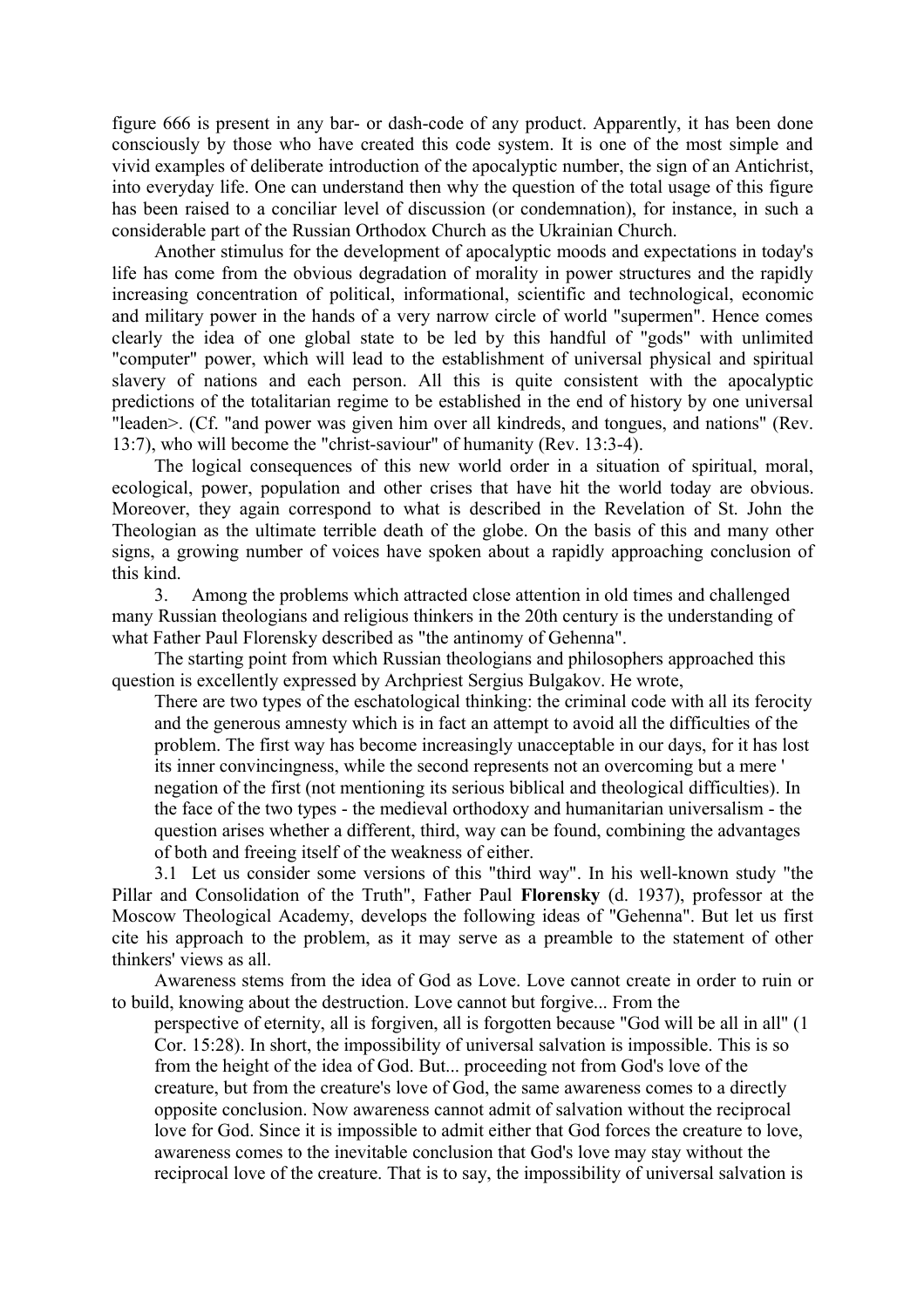figure 666 is present in any bar- or dash-code of any product. Apparently, it has been done consciously by those who have created this code system. It is one of the most simple and vivid examples of deliberate introduction of the apocalyptic number, the sign of an Antichrist, into everyday life. One can understand then why the question of the total usage of this figure has been raised to a conciliar level of discussion (or condemnation), for instance, in such a considerable part of the Russian Orthodox Church as the Ukrainian Church.

Another stimulus for the development of apocalyptic moods and expectations in today's life has come from the obvious degradation of morality in power structures and the rapidly increasing concentration of political, informational, scientific and technological, economic and military power in the hands of a very narrow circle of world "supermen". Hence comes clearly the idea of one global state to be led by this handful of "gods" with unlimited "computer" power, which will lead to the establishment of universal physical and spiritual slavery of nations and each person. All this is quite consistent with the apocalyptic predictions of the totalitarian regime to be established in the end of history by one universal "leaden>. (Cf. "and power was given him over all kindreds, and tongues, and nations" (Rev. 13:7), who will become the "christ-saviour" of humanity (Rev. 13:3-4).

The logical consequences of this new world order in a situation of spiritual, moral, ecological, power, population and other crises that have hit the world today are obvious. Moreover, they again correspond to what is described in the Revelation of St. John the Theologian as the ultimate terrible death of the globe. On the basis of this and many other signs, a growing number of voices have spoken about a rapidly approaching conclusion of this kind.

3. Among the problems which attracted close attention in old times and challenged many Russian theologians and religious thinkers in the 20th century is the understanding of what Father Paul Florensky described as "the antinomy of Gehenna".

The starting point from which Russian theologians and philosophers approached this question is excellently expressed by Archpriest Sergius Bulgakov. He wrote,

> There are two types of the eschatological thinking: the criminal code with all its ferocity and the generous amnesty which is in fact an attempt to avoid all the difficulties of the problem. The first way has become increasingly unacceptable in our days, for it has lost its inner convincingness, while the second represents not an overcoming but a mere ' negation of the first (not mentioning its serious biblical and theological difficulties). In the face of the two types - the medieval orthodoxy and humanitarian universalism - the question arises whether a different, third, way can be found, combining the advantages of both and freeing itself of the weakness of either.

3.1 Let us consider some versions of this "third way". In his well-known study "the Pillar and Consolidation of the Truth", Father Paul **Florensky** (d. 1937), professor at the Moscow Theological Academy, develops the following ideas of "Gehenna". But let us first cite his approach to the problem, as it may serve as a preamble to the statement of other thinkers' views as all.

Awareness stems from the idea of God as Love. Love cannot create in order to ruin or to build, knowing about the destruction. Love cannot but forgive... From the

> perspective of eternity, all is forgiven, all is forgotten because "God will be all in all" (1 Cor. 15:28). In short, the impossibility of universal salvation is impossible. This is so from the height of the idea of God. But... proceeding not from God's love of the creature, but from the creature's love of God, the same awareness comes to a directly opposite conclusion. Now awareness cannot admit of salvation without the reciprocal love for God. Since it is impossible to admit either that God forces the creature to love, awareness comes to the inevitable conclusion that God's love may stay without the reciprocal love of the creature. That is to say, the impossibility of universal salvation is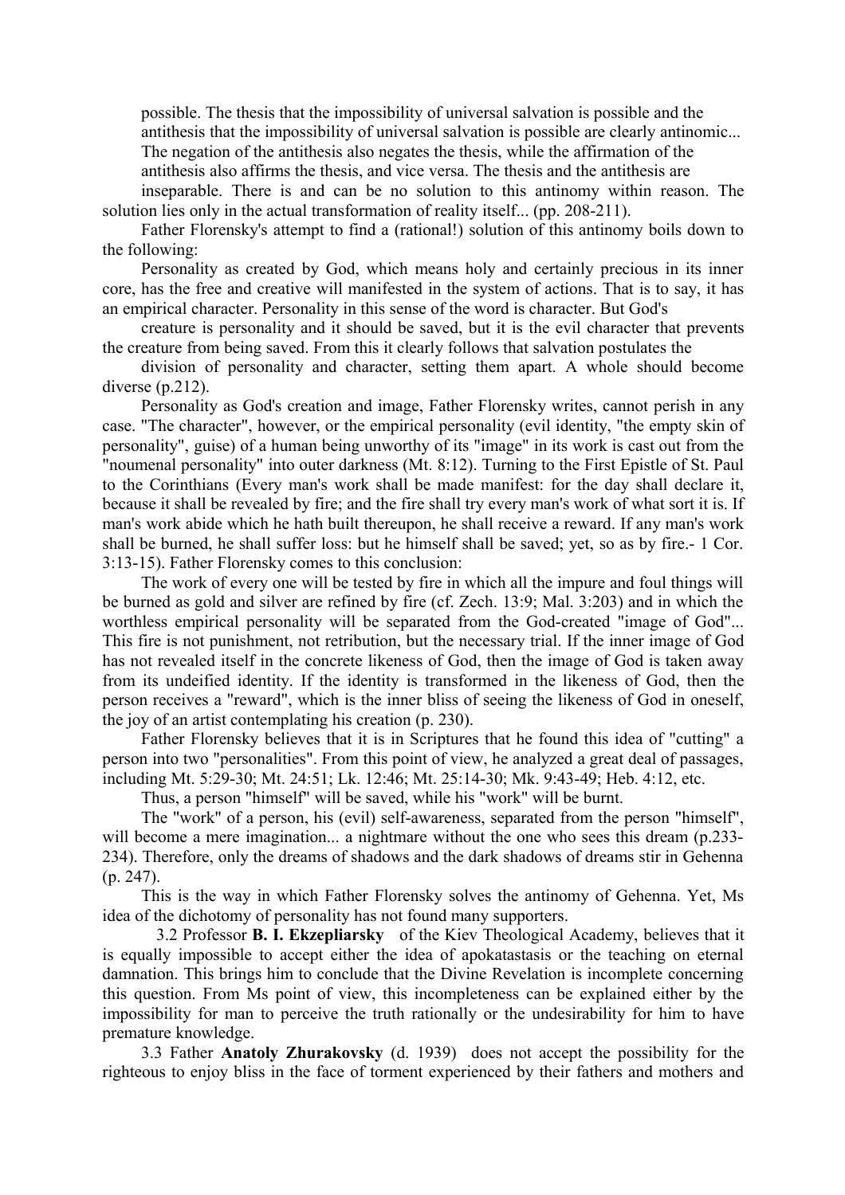possible. The thesis that the impossibility of universal salvation is possible and the antithesis that the impossibility of universal salvation is possible are clearly antinomic... The negation of the antithesis also negates the thesis, while the affirmation of the antithesis also affirms the thesis, and vice versa. The thesis and the antithesis are inseparable. There is and can be no solution to this antinomy within reason. The solution lies only in the actual transformation of reality itself... (pp. 208-211).

Father Florensky's attempt to find a (rational!) solution of this antinomy boils down to the following:

Personality as created by God, which means holy and certainly precious in its inner core, has the free and creative will manifested in the system of actions. That is to say, it has an empirical character. Personality in this sense of the word is character. But God's creature is personality and it should be saved, but it is the evil character that prevents the creature from being saved. From this it clearly follows that salvation postulates the division of personality and character, setting them apart. A whole should become diverse (p.212).

Personality as God's creation and image, Father Florensky writes, cannot perish in any case. "The character", however, or the empirical personality (evil identity, "the empty skin of personality", guise) of a human being unworthy of its "image" in its work is cast out from the "noumenal personality" into outer darkness (Mt. 8:12). Turning to the First Epistle of St. Paul to the Corinthians (Every man's work shall be made manifest: for the day shall declare it, because it shall be revealed by fire; and the fire shall try every man's work of what sort it is. If man's work abide which he hath built thereupon, he shall receive a reward. If any man's work shall be burned, he shall suffer loss: but he himself shall be saved; yet, so as by fire.- 1 Cor. 3:13-15). Father Florensky comes to this conclusion:

The work of every one will be tested by fire in which all the impure and foul things will be burned as gold and silver are refined by fire (cf. Zech. 13:9; Mal. 3:203) and in which the worthless empirical personality will be separated from the God-created "image of God"... This fire is not punishment, not retribution, but the necessary trial. If the inner image of God has not revealed itself in the concrete likeness of God, then the image of God is taken away from its undeified identity. If the identity is transformed in the likeness of God, then the person receives a "reward", which is the inner bliss of seeing the likeness of God in oneself, the joy of an artist contemplating his creation (p. 230).

Father Florensky believes that it is in Scriptures that he found this idea of "cutting" a person into two "personalities". From this point of view, he analyzed a great deal of passages, including Mt. 5:29-30; Mt. 24:51; Lk. 12:46; Mt. 25:14-30; Mk. 9:43-49; Heb. 4:12, etc.

Thus, a person "himself" will be saved, while his "work" will be burnt.

The "work" of a person, his (evil) self-awareness, separated from the person "himself", will become a mere imagination... a nightmare without the one who sees this dream (p.233-234). Therefore, only the dreams of shadows and the dark shadows of dreams stir in Gehenna (p. 247).

This is the way in which Father Florensky solves the antinomy of Gehenna. Yet, Ms idea of the dichotomy of personality has not found many supporters.

3.2 Professor **B. I. Ekzepliarsky** of the Kiev Theological Academy, believes that it is equally impossible to accept either the idea of apokatastasis or the teaching on eternal damnation. This brings him to conclude that the Divine Revelation is incomplete concerning this question. From Ms point of view, this incompleteness can be explained either by the impossibility for man to perceive the truth rationally or the undesirability for him to have premature knowledge.

3.3 Father **Anatoly Zhurakovsky** (d. 1939) does not accept the possibility for the righteous to enjoy bliss in the face of torment experienced by their fathers and mothers and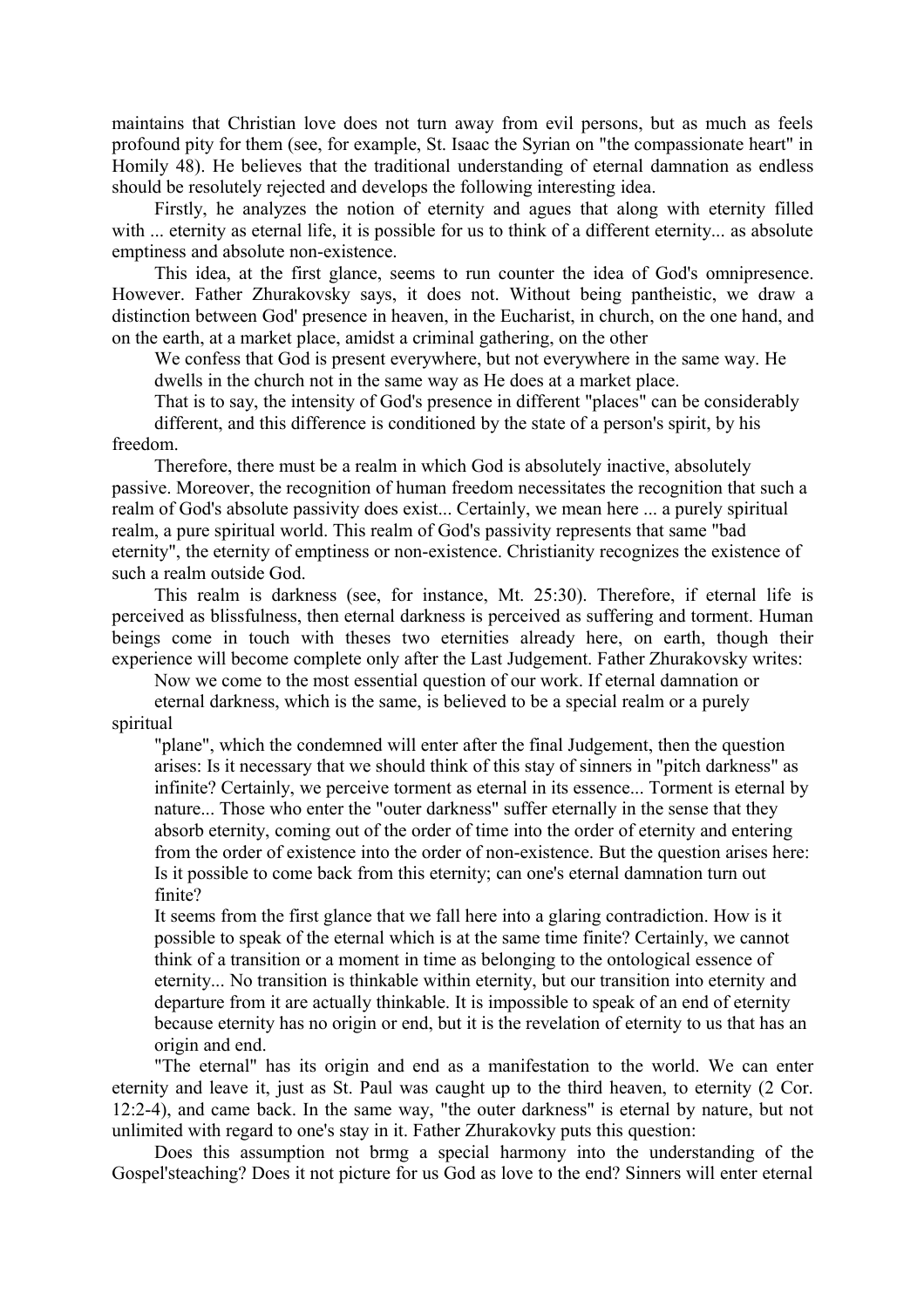maintains that Christian love does not turn away from evil persons, but as much as feels profound pity for them (see, for example, St. Isaac the Syrian on "the compassionate heart" in Homily 48). He believes that the traditional understanding of eternal damnation as endless should be resolutely rejected and develops the following interesting idea.

Firstly, he analyzes the notion of eternity and agues that along with eternity filled with ... eternity as eternal life, it is possible for us to think of a different eternity... as absolute emptiness and absolute non-existence.

This idea, at the first glance, seems to run counter the idea of God's omnipresence. However. Father Zhurakovsky says, it does not. Without being pantheistic, we draw a distinction between God' presence in heaven, in the Eucharist, in church, on the one hand, and on the earth, at a market place, amidst a criminal gathering, on the other

> We confess that God is present everywhere, but not everywhere in the same way. He dwells in the church not in the same way as He does at a market place.
>
> That is to say, the intensity of God's presence in different "places" can be considerably different, and this difference is conditioned by the state of a person's spirit, by his freedom.
>
> Therefore, there must be a realm in which God is absolutely inactive, absolutely passive. Moreover, the recognition of human freedom necessitates the recognition that such a realm of God's absolute passivity does exist... Certainly, we mean here ... a purely spiritual realm, a pure spiritual world. This realm of God's passivity represents that same "bad eternity", the eternity of emptiness or non-existence. Christianity recognizes the existence of such a realm outside God.

This realm is darkness (see, for instance, Mt. 25:30). Therefore, if eternal life is perceived as blissfulness, then eternal darkness is perceived as suffering and torment. Human beings come in touch with theses two eternities already here, on earth, though their experience will become complete only after the Last Judgement. Father Zhurakovsky writes:

> Now we come to the most essential question of our work. If eternal damnation or eternal darkness, which is the same, is believed to be a special realm or a purely spiritual "plane", which the condemned will enter after the final Judgement, then the question arises: Is it necessary that we should think of this stay of sinners in "pitch darkness" as infinite? Certainly, we perceive torment as eternal in its essence... Torment is eternal by nature... Those who enter the "outer darkness" suffer eternally in the sense that they absorb eternity, coming out of the order of time into the order of eternity and entering from the order of existence into the order of non-existence. But the question arises here: Is it possible to come back from this eternity; can one's eternal damnation turn out finite?
>
> It seems from the first glance that we fall here into a glaring contradiction. How is it possible to speak of the eternal which is at the same time finite? Certainly, we cannot think of a transition or a moment in time as belonging to the ontological essence of eternity... No transition is thinkable within eternity, but our transition into eternity and departure from it are actually thinkable. It is impossible to speak of an end of eternity because eternity has no origin or end, but it is the revelation of eternity to us that has an origin and end.

"The eternal" has its origin and end as a manifestation to the world. We can enter eternity and leave it, just as St. Paul was caught up to the third heaven, to eternity (2 Cor. 12:2-4), and came back. In the same way, "the outer darkness" is eternal by nature, but not unlimited with regard to one's stay in it. Father Zhurakovky puts this question:

Does this assumption not brmg a special harmony into the understanding of the Gospel'steaching? Does it not picture for us God as love to the end? Sinners will enter eternal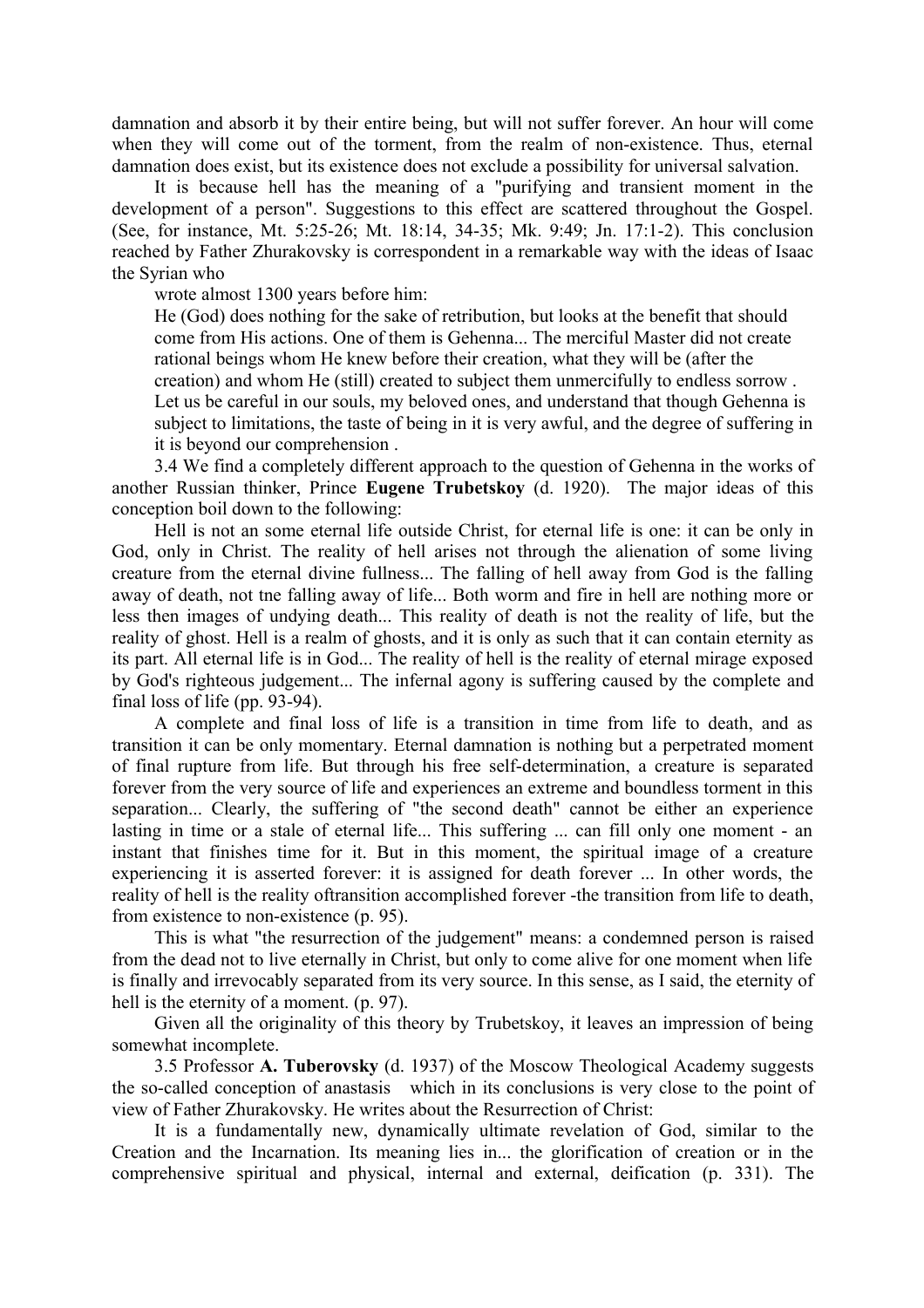damnation and absorb it by their entire being, but will not suffer forever. An hour will come when they will come out of the torment, from the realm of non-existence. Thus, eternal damnation does exist, but its existence does not exclude a possibility for universal salvation.

It is because hell has the meaning of a "purifying and transient moment in the development of a person". Suggestions to this effect are scattered throughout the Gospel. (See, for instance, Mt. 5:25-26; Mt. 18:14, 34-35; Mk. 9:49; Jn. 17:1-2). This conclusion reached by Father Zhurakovsky is correspondent in a remarkable way with the ideas of Isaac the Syrian who

wrote almost 1300 years before him:

> He (God) does nothing for the sake of retribution, but looks at the benefit that should come from His actions. One of them is Gehenna... The merciful Master did not create rational beings whom He knew before their creation, what they will be (after the creation) and whom He (still) created to subject them unmercifully to endless sorrow . Let us be careful in our souls, my beloved ones, and understand that though Gehenna is subject to limitations, the taste of being in it is very awful, and the degree of suffering in it is beyond our comprehension .

3.4 We find a completely different approach to the question of Gehenna in the works of another Russian thinker, Prince **Eugene Trubetskoy** (d. 1920). The major ideas of this conception boil down to the following:

Hell is not an some eternal life outside Christ, for eternal life is one: it can be only in God, only in Christ. The reality of hell arises not through the alienation of some living creature from the eternal divine fullness... The falling of hell away from God is the falling away of death, not tne falling away of life... Both worm and fire in hell are nothing more or less then images of undying death... This reality of death is not the reality of life, but the reality of ghost. Hell is a realm of ghosts, and it is only as such that it can contain eternity as its part. All eternal life is in God... The reality of hell is the reality of eternal mirage exposed by God's righteous judgement... The infernal agony is suffering caused by the complete and final loss of life (pp. 93-94).

A complete and final loss of life is a transition in time from life to death, and as transition it can be only momentary. Eternal damnation is nothing but a perpetrated moment of final rupture from life. But through his free self-determination, a creature is separated forever from the very source of life and experiences an extreme and boundless torment in this separation... Clearly, the suffering of "the second death" cannot be either an experience lasting in time or a stale of eternal life... This suffering ... can fill only one moment - an instant that finishes time for it. But in this moment, the spiritual image of a creature experiencing it is asserted forever: it is assigned for death forever ... In other words, the reality of hell is the reality oftransition accomplished forever -the transition from life to death, from existence to non-existence (p. 95).

This is what "the resurrection of the judgement" means: a condemned person is raised from the dead not to live eternally in Christ, but only to come alive for one moment when life is finally and irrevocably separated from its very source. In this sense, as I said, the eternity of hell is the eternity of a moment. (p. 97).

Given all the originality of this theory by Trubetskoy, it leaves an impression of being somewhat incomplete.

3.5 Professor **A. Tuberovsky** (d. 1937) of the Moscow Theological Academy suggests the so-called conception of anastasis which in its conclusions is very close to the point of view of Father Zhurakovsky. He writes about the Resurrection of Christ:

It is a fundamentally new, dynamically ultimate revelation of God, similar to the Creation and the Incarnation. Its meaning lies in... the glorification of creation or in the comprehensive spiritual and physical, internal and external, deification (p. 331). The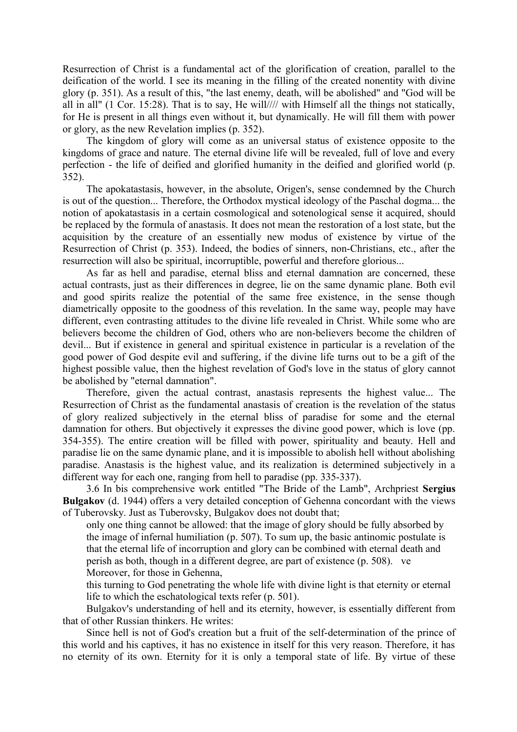Resurrection of Christ is a fundamental act of the glorification of creation, parallel to the deification of the world. I see its meaning in the filling of the created nonentity with divine glory (p. 351). As a result of this, "the last enemy, death, will be abolished" and "God will be all in all" (1 Cor. 15:28). That is to say, He will//// with Himself all the things not statically, for He is present in all things even without it, but dynamically. He will fill them with power or glory, as the new Revelation implies (p. 352).

The kingdom of glory will come as an universal status of existence opposite to the kingdoms of grace and nature. The eternal divine life will be revealed, full of love and every perfection - the life of deified and glorified humanity in the deified and glorified world (p. 352).

The apokatastasis, however, in the absolute, Origen's, sense condemned by the Church is out of the question... Therefore, the Orthodox mystical ideology of the Paschal dogma... the notion of apokatastasis in a certain cosmological and sotenological sense it acquired, should be replaced by the formula of anastasis. It does not mean the restoration of a lost state, but the acquisition by the creature of an essentially new modus of existence by virtue of the Resurrection of Christ (p. 353). Indeed, the bodies of sinners, non-Christians, etc., after the resurrection will also be spiritual, incorruptible, powerful and therefore glorious...

As far as hell and paradise, eternal bliss and eternal damnation are concerned, these actual contrasts, just as their differences in degree, lie on the same dynamic plane. Both evil and good spirits realize the potential of the same free existence, in the sense though diametrically opposite to the goodness of this revelation. In the same way, people may have different, even contrasting attitudes to the divine life revealed in Christ. While some who are believers become the children of God, others who are non-believers become the children of devil... But if existence in general and spiritual existence in particular is a revelation of the good power of God despite evil and suffering, if the divine life turns out to be a gift of the highest possible value, then the highest revelation of God's love in the status of glory cannot be abolished by "eternal damnation".

Therefore, given the actual contrast, anastasis represents the highest value... The Resurrection of Christ as the fundamental anastasis of creation is the revelation of the status of glory realized subjectively in the eternal bliss of paradise for some and the eternal damnation for others. But objectively it expresses the divine good power, which is love (pp. 354-355). The entire creation will be filled with power, spirituality and beauty. Hell and paradise lie on the same dynamic plane, and it is impossible to abolish hell without abolishing paradise. Anastasis is the highest value, and its realization is determined subjectively in a different way for each one, ranging from hell to paradise (pp. 335-337).

3.6 In bis comprehensive work entitled "The Bride of the Lamb", Archpriest **Sergius Bulgakov** (d. 1944) offers a very detailed conception of Gehenna concordant with the views of Tuberovsky. Just as Tuberovsky, Bulgakov does not doubt that;

> only one thing cannot be allowed: that the image of glory should be fully absorbed by the image of infernal humiliation (p. 507). To sum up, the basic antinomic postulate is that the eternal life of incorruption and glory can be combined with eternal death and perish as both, though in a different degree, are part of existence (p. 508). ve

Moreover, for those in Gehenna,

> this turning to God penetrating the whole life with divine light is that eternity or eternal life to which the eschatological texts refer (p. 501).

Bulgakov's understanding of hell and its eternity, however, is essentially different from that of other Russian thinkers. He writes:

Since hell is not of God's creation but a fruit of the self-determination of the prince of this world and his captives, it has no existence in itself for this very reason. Therefore, it has no eternity of its own. Eternity for it is only a temporal state of life. By virtue of these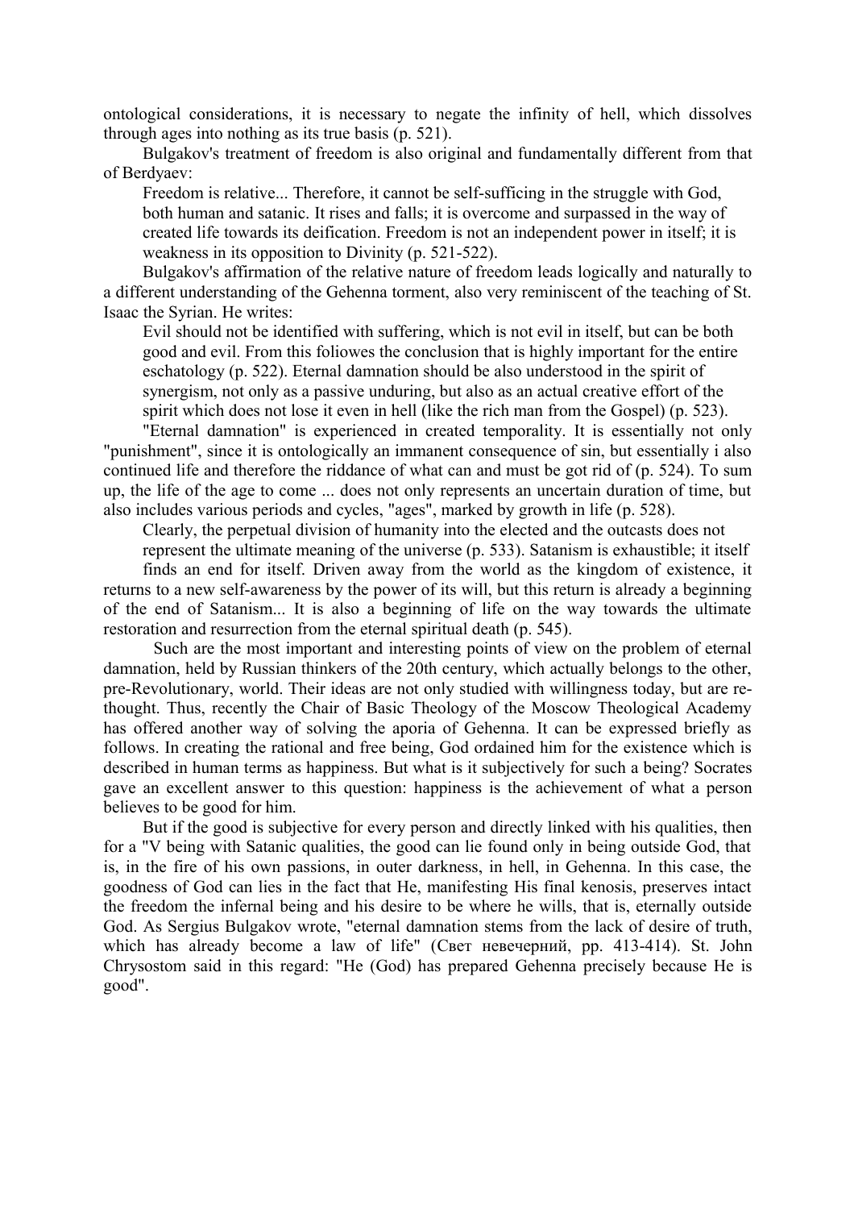ontological considerations, it is necessary to negate the infinity of hell, which dissolves through ages into nothing as its true basis (p. 521).

Bulgakov's treatment of freedom is also original and fundamentally different from that of Berdyaev:

> Freedom is relative... Therefore, it cannot be self-sufficing in the struggle with God, both human and satanic. It rises and falls; it is overcome and surpassed in the way of created life towards its deification. Freedom is not an independent power in itself; it is weakness in its opposition to Divinity (p. 521-522).

Bulgakov's affirmation of the relative nature of freedom leads logically and naturally to a different understanding of the Gehenna torment, also very reminiscent of the teaching of St. Isaac the Syrian. He writes:

> Evil should not be identified with suffering, which is not evil in itself, but can be both good and evil. From this foliowes the conclusion that is highly important for the entire eschatology (p. 522). Eternal damnation should be also understood in the spirit of synergism, not only as a passive unduring, but also as an actual creative effort of the spirit which does not lose it even in hell (like the rich man from the Gospel) (p. 523).

"Eternal damnation" is experienced in created temporality. It is essentially not only "punishment", since it is ontologically an immanent consequence of sin, but essentially i also continued life and therefore the riddance of what can and must be got rid of (p. 524). To sum up, the life of the age to come ... does not only represents an uncertain duration of time, but also includes various periods and cycles, "ages", marked by growth in life (p. 528).

> Clearly, the perpetual division of humanity into the elected and the outcasts does not represent the ultimate meaning of the universe (p. 533). Satanism is exhaustible; it itself finds an end for itself. Driven away from the world as the kingdom of existence, it

returns to a new self-awareness by the power of its will, but this return is already a beginning of the end of Satanism... It is also a beginning of life on the way towards the ultimate restoration and resurrection from the eternal spiritual death (p. 545).

Such are the most important and interesting points of view on the problem of eternal damnation, held by Russian thinkers of the 20th century, which actually belongs to the other, pre-Revolutionary, world. Their ideas are not only studied with willingness today, but are re-thought. Thus, recently the Chair of Basic Theology of the Moscow Theological Academy has offered another way of solving the aporia of Gehenna. It can be expressed briefly as follows. In creating the rational and free being, God ordained him for the existence which is described in human terms as happiness. But what is it subjectively for such a being? Socrates gave an excellent answer to this question: happiness is the achievement of what a person believes to be good for him.

But if the good is subjective for every person and directly linked with his qualities, then for a "V being with Satanic qualities, the good can lie found only in being outside God, that is, in the fire of his own passions, in outer darkness, in hell, in Gehenna. In this case, the goodness of God can lies in the fact that He, manifesting His final kenosis, preserves intact the freedom the infernal being and his desire to be where he wills, that is, eternally outside God. As Sergius Bulgakov wrote, "eternal damnation stems from the lack of desire of truth, which has already become a law of life" (Свет невечерний, pp. 413-414). St. John Chrysostom said in this regard: "He (God) has prepared Gehenna precisely because He is good".